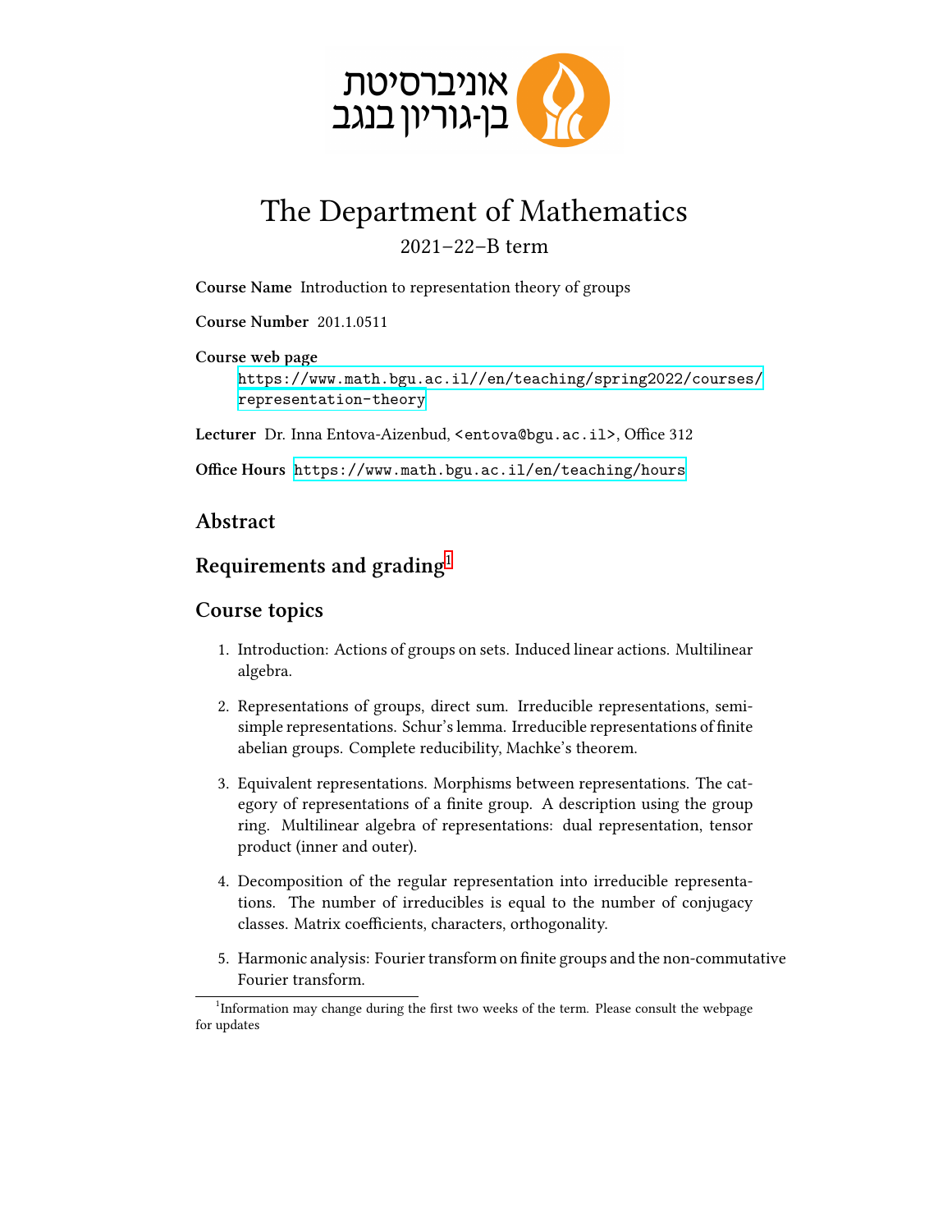אוניברסיטת
בן-גוריון בנגב

# The Department of Mathematics

2021–22–B term

**Course Name** Introduction to representation theory of groups

**Course Number** 201.1.0511

**Course web page**
https://www.math.bgu.ac.il//en/teaching/spring2022/courses/representation-theory

**Lecturer** Dr. Inna Entova-Aizenbud, <entova@bgu.ac.il>, Office 312

**Office Hours** https://www.math.bgu.ac.il/en/teaching/hours

## Abstract

## Requirements and grading[1]

## Course topics

1. Introduction: Actions of groups on sets. Induced linear actions. Multilinear algebra.

2. Representations of groups, direct sum. Irreducible representations, semisimple representations. Schur's lemma. Irreducible representations of finite abelian groups. Complete reducibility, Machke's theorem.

3. Equivalent representations. Morphisms between representations. The category of representations of a finite group. A description using the group ring. Multilinear algebra of representations: dual representation, tensor product (inner and outer).

4. Decomposition of the regular representation into irreducible representations. The number of irreducibles is equal to the number of conjugacy classes. Matrix coefficients, characters, orthogonality.

5. Harmonic analysis: Fourier transform on finite groups and the non-commutative Fourier transform.

[1] Information may change during the first two weeks of the term. Please consult the webpage for updates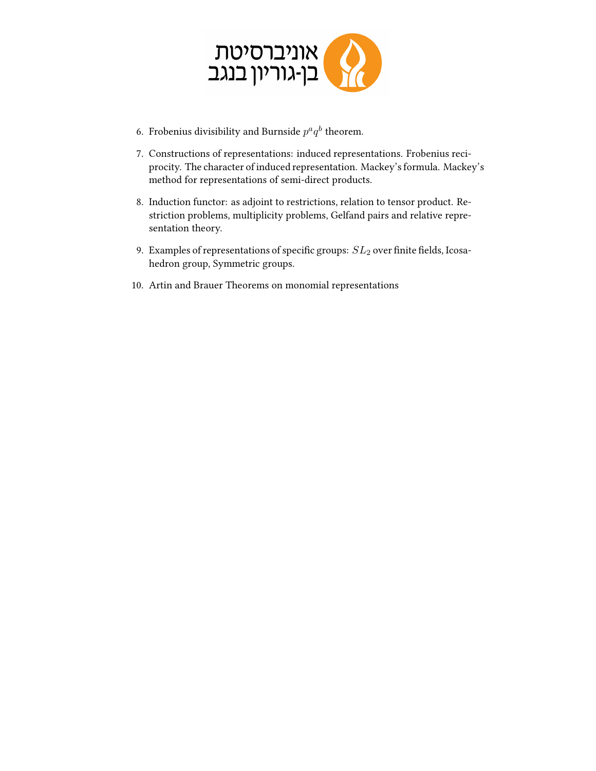6. Frobenius divisibility and Burnside $p^a q^b$ theorem.

7. Constructions of representations: induced representations. Frobenius reciprocity. The character of induced representation. Mackey's formula. Mackey's method for representations of semi-direct products.

8. Induction functor: as adjoint to restrictions, relation to tensor product. Restriction problems, multiplicity problems, Gelfand pairs and relative representation theory.

9. Examples of representations of specific groups: $SL_2$ over finite fields, Icosahedron group, Symmetric groups.

10. Artin and Brauer Theorems on monomial representations